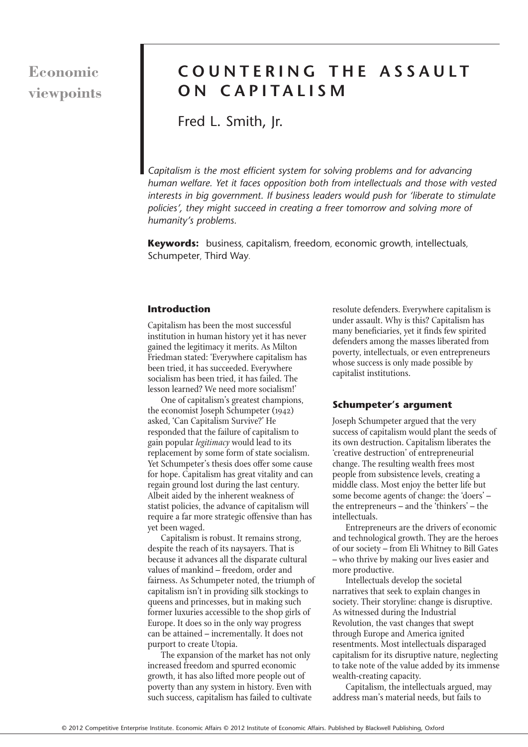Economic viewpoints

# COUNTERING THE ASSAULT ON CAPITALISM

Fred L. Smith, Jr.

*Capitalism is the most efficient system for solving problems and for advancing human welfare. Yet it faces opposition both from intellectuals and those with vested interests in big government. If business leaders would push for 'liberate to stimulate policies', they might succeed in creating a freer tomorrow and solving more of humanity's problems.*

**Keywords:** business, capitalism, freedom, economic growth, intellectuals, Schumpeter, Third Way.

## Introduction

Capitalism has been the most successful institution in human history yet it has never gained the legitimacy it merits. As Milton Friedman stated: 'Everywhere capitalism has been tried, it has succeeded. Everywhere socialism has been tried, it has failed. The lesson learned? We need more socialism!'

One of capitalism's greatest champions, the economist Joseph Schumpeter (1942) asked, 'Can Capitalism Survive?' He responded that the failure of capitalism to gain popular *legitimacy* would lead to its replacement by some form of state socialism. Yet Schumpeter's thesis does offer some cause for hope. Capitalism has great vitality and can regain ground lost during the last century. Albeit aided by the inherent weakness of statist policies, the advance of capitalism will require a far more strategic offensive than has yet been waged.

Capitalism is robust. It remains strong, despite the reach of its naysayers. That is because it advances all the disparate cultural values of mankind – freedom, order and fairness. As Schumpeter noted, the triumph of capitalism isn't in providing silk stockings to queens and princesses, but in making such former luxuries accessible to the shop girls of Europe. It does so in the only way progress can be attained – incrementally. It does not purport to create Utopia.

The expansion of the market has not only increased freedom and spurred economic growth, it has also lifted more people out of poverty than any system in history. Even with such success, capitalism has failed to cultivate resolute defenders. Everywhere capitalism is under assault. Why is this? Capitalism has many beneficiaries, yet it finds few spirited defenders among the masses liberated from poverty, intellectuals, or even entrepreneurs whose success is only made possible by capitalist institutions.

## Schumpeter's argument

Joseph Schumpeter argued that the very success of capitalism would plant the seeds of its own destruction. Capitalism liberates the 'creative destruction' of entrepreneurial change. The resulting wealth frees most people from subsistence levels, creating a middle class. Most enjoy the better life but some become agents of change: the 'doers' – the entrepreneurs – and the 'thinkers' – the intellectuals.

Entrepreneurs are the drivers of economic and technological growth. They are the heroes of our society – from Eli Whitney to Bill Gates – who thrive by making our lives easier and more productive.

Intellectuals develop the societal narratives that seek to explain changes in society. Their storyline: change is disruptive. As witnessed during the Industrial Revolution, the vast changes that swept through Europe and America ignited resentments. Most intellectuals disparaged capitalism for its disruptive nature, neglecting to take note of the value added by its immense wealth-creating capacity.

Capitalism, the intellectuals argued, may address man's material needs, but fails to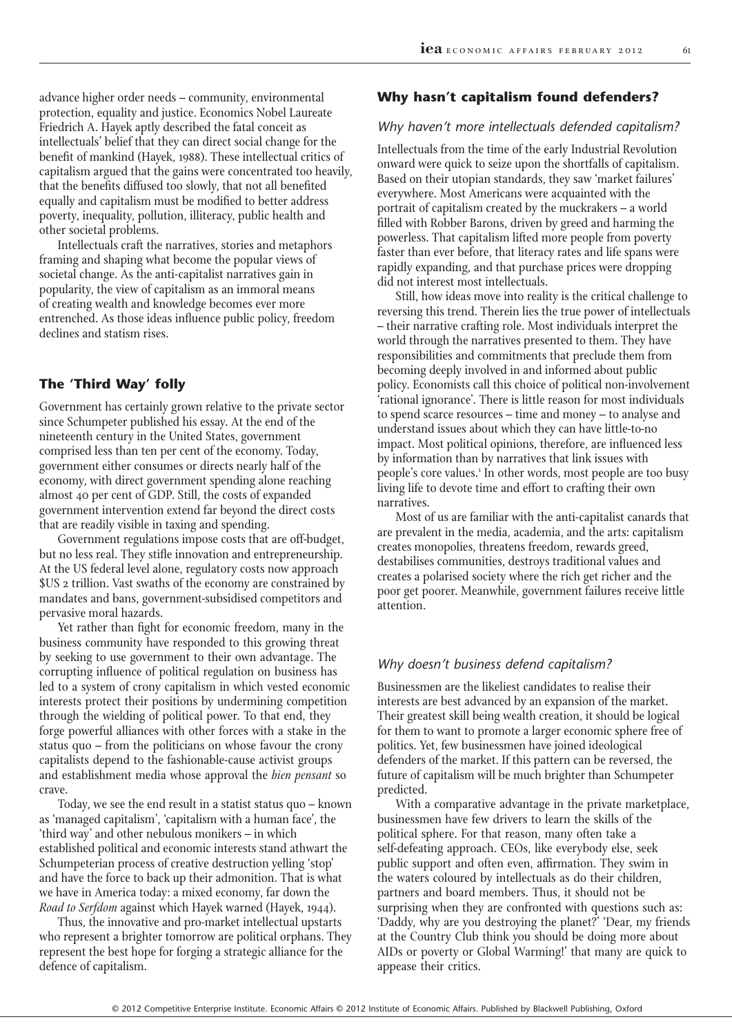advance higher order needs – community, environmental protection, equality and justice. Economics Nobel Laureate Friedrich A. Hayek aptly described the fatal conceit as intellectuals' belief that they can direct social change for the benefit of mankind (Hayek, 1988). These intellectual critics of capitalism argued that the gains were concentrated too heavily, that the benefits diffused too slowly, that not all benefited equally and capitalism must be modified to better address poverty, inequality, pollution, illiteracy, public health and other societal problems.

Intellectuals craft the narratives, stories and metaphors framing and shaping what become the popular views of societal change. As the anti-capitalist narratives gain in popularity, the view of capitalism as an immoral means of creating wealth and knowledge becomes ever more entrenched. As those ideas influence public policy, freedom declines and statism rises.

## The 'Third Way' folly

Government has certainly grown relative to the private sector since Schumpeter published his essay. At the end of the nineteenth century in the United States, government comprised less than ten per cent of the economy. Today, government either consumes or directs nearly half of the economy, with direct government spending alone reaching almost 40 per cent of GDP. Still, the costs of expanded government intervention extend far beyond the direct costs that are readily visible in taxing and spending.

Government regulations impose costs that are off-budget, but no less real. They stifle innovation and entrepreneurship. At the US federal level alone, regulatory costs now approach $US 2 trillion. Vast swaths of the economy are constrained by mandates and bans, government-subsidised competitors and pervasive moral hazards.

Yet rather than fight for economic freedom, many in the business community have responded to this growing threat by seeking to use government to their own advantage. The corrupting influence of political regulation on business has led to a system of crony capitalism in which vested economic interests protect their positions by undermining competition through the wielding of political power. To that end, they forge powerful alliances with other forces with a stake in the status quo – from the politicians on whose favour the crony capitalists depend to the fashionable-cause activist groups and establishment media whose approval the *bien pensant* so crave.

Today, we see the end result in a statist status quo – known as 'managed capitalism', 'capitalism with a human face', the 'third way' and other nebulous monikers – in which established political and economic interests stand athwart the Schumpeterian process of creative destruction yelling 'stop' and have the force to back up their admonition. That is what we have in America today: a mixed economy, far down the *Road to Serfdom* against which Hayek warned (Hayek, 1944).

Thus, the innovative and pro-market intellectual upstarts who represent a brighter tomorrow are political orphans. They represent the best hope for forging a strategic alliance for the defence of capitalism.

## Why hasn't capitalism found defenders?

### *Why haven't more intellectuals defended capitalism?*

Intellectuals from the time of the early Industrial Revolution onward were quick to seize upon the shortfalls of capitalism. Based on their utopian standards, they saw 'market failures' everywhere. Most Americans were acquainted with the portrait of capitalism created by the muckrakers – a world filled with Robber Barons, driven by greed and harming the powerless. That capitalism lifted more people from poverty faster than ever before, that literacy rates and life spans were rapidly expanding, and that purchase prices were dropping did not interest most intellectuals.

Still, how ideas move into reality is the critical challenge to reversing this trend. Therein lies the true power of intellectuals – their narrative crafting role. Most individuals interpret the world through the narratives presented to them. They have responsibilities and commitments that preclude them from becoming deeply involved in and informed about public policy. Economists call this choice of political non-involvement 'rational ignorance'. There is little reason for most individuals to spend scarce resources – time and money – to analyse and understand issues about which they can have little-to-no impact. Most political opinions, therefore, are influenced less by information than by narratives that link issues with people's core values.[1] In other words, most people are too busy living life to devote time and effort to crafting their own narratives.

Most of us are familiar with the anti-capitalist canards that are prevalent in the media, academia, and the arts: capitalism creates monopolies, threatens freedom, rewards greed, destabilises communities, destroys traditional values and creates a polarised society where the rich get richer and the poor get poorer. Meanwhile, government failures receive little attention.

### *Why doesn't business defend capitalism?*

Businessmen are the likeliest candidates to realise their interests are best advanced by an expansion of the market. Their greatest skill being wealth creation, it should be logical for them to want to promote a larger economic sphere free of politics. Yet, few businessmen have joined ideological defenders of the market. If this pattern can be reversed, the future of capitalism will be much brighter than Schumpeter predicted.

With a comparative advantage in the private marketplace, businessmen have few drivers to learn the skills of the political sphere. For that reason, many often take a self-defeating approach. CEOs, like everybody else, seek public support and often even, affirmation. They swim in the waters coloured by intellectuals as do their children, partners and board members. Thus, it should not be surprising when they are confronted with questions such as: 'Daddy, why are you destroying the planet?' 'Dear, my friends at the Country Club think you should be doing more about AIDs or poverty or Global Warming!' that many are quick to appease their critics.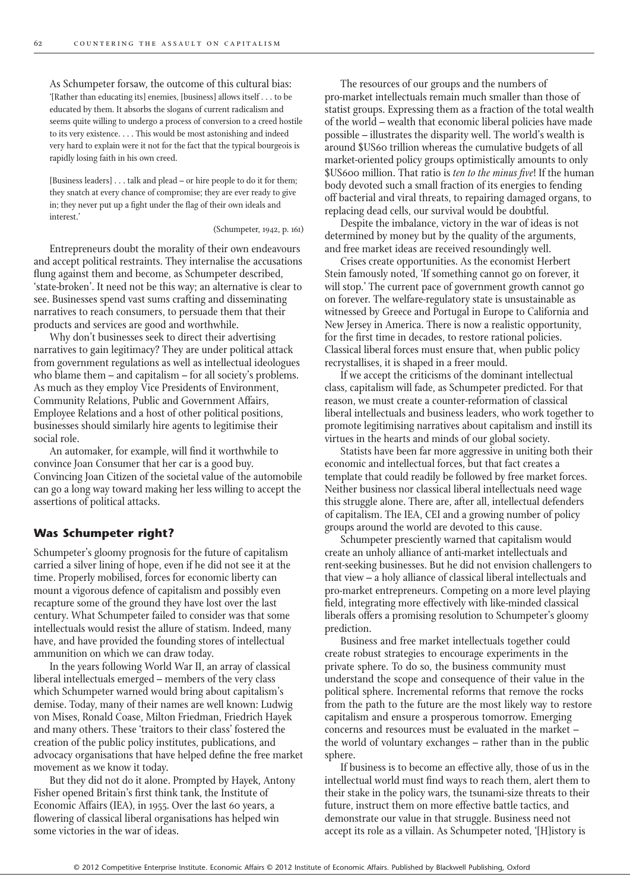As Schumpeter forsaw, the outcome of this cultural bias:
'[Rather than educating its] enemies, [business] allows itself . . . to be educated by them. It absorbs the slogans of current radicalism and seems quite willing to undergo a process of conversion to a creed hostile to its very existence. . . . This would be most astonishing and indeed very hard to explain were it not for the fact that the typical bourgeois is rapidly losing faith in his own creed.

[Business leaders] . . . talk and plead – or hire people to do it for them; they snatch at every chance of compromise; they are ever ready to give in; they never put up a fight under the flag of their own ideals and interest.'

(Schumpeter, 1942, p. 161)

Entrepreneurs doubt the morality of their own endeavours and accept political restraints. They internalise the accusations flung against them and become, as Schumpeter described, 'state-broken'. It need not be this way; an alternative is clear to see. Businesses spend vast sums crafting and disseminating narratives to reach consumers, to persuade them that their products and services are good and worthwhile.

Why don't businesses seek to direct their advertising narratives to gain legitimacy? They are under political attack from government regulations as well as intellectual ideologues who blame them – and capitalism – for all society's problems. As much as they employ Vice Presidents of Environment, Community Relations, Public and Government Affairs, Employee Relations and a host of other political positions, businesses should similarly hire agents to legitimise their social role.

An automaker, for example, will find it worthwhile to convince Joan Consumer that her car is a good buy. Convincing Joan Citizen of the societal value of the automobile can go a long way toward making her less willing to accept the assertions of political attacks.

## Was Schumpeter right?

Schumpeter's gloomy prognosis for the future of capitalism carried a silver lining of hope, even if he did not see it at the time. Properly mobilised, forces for economic liberty can mount a vigorous defence of capitalism and possibly even recapture some of the ground they have lost over the last century. What Schumpeter failed to consider was that some intellectuals would resist the allure of statism. Indeed, many have, and have provided the founding stores of intellectual ammunition on which we can draw today.

In the years following World War II, an array of classical liberal intellectuals emerged – members of the very class which Schumpeter warned would bring about capitalism's demise. Today, many of their names are well known: Ludwig von Mises, Ronald Coase, Milton Friedman, Friedrich Hayek and many others. These 'traitors to their class' fostered the creation of the public policy institutes, publications, and advocacy organisations that have helped define the free market movement as we know it today.

But they did not do it alone. Prompted by Hayek, Antony Fisher opened Britain's first think tank, the Institute of Economic Affairs (IEA), in 1955. Over the last 60 years, a flowering of classical liberal organisations has helped win some victories in the war of ideas.

The resources of our groups and the numbers of pro-market intellectuals remain much smaller than those of statist groups. Expressing them as a fraction of the total wealth of the world – wealth that economic liberal policies have made possible – illustrates the disparity well. The world's wealth is around \$US60 trillion whereas the cumulative budgets of all market-oriented policy groups optimistically amounts to only \$US600 million. That ratio is *ten to the minus five*! If the human body devoted such a small fraction of its energies to fending off bacterial and viral threats, to repairing damaged organs, to replacing dead cells, our survival would be doubtful.

Despite the imbalance, victory in the war of ideas is not determined by money but by the quality of the arguments, and free market ideas are received resoundingly well.

Crises create opportunities. As the economist Herbert Stein famously noted, 'If something cannot go on forever, it will stop.' The current pace of government growth cannot go on forever. The welfare-regulatory state is unsustainable as witnessed by Greece and Portugal in Europe to California and New Jersey in America. There is now a realistic opportunity, for the first time in decades, to restore rational policies. Classical liberal forces must ensure that, when public policy recrystallises, it is shaped in a freer mould.

If we accept the criticisms of the dominant intellectual class, capitalism will fade, as Schumpeter predicted. For that reason, we must create a counter-reformation of classical liberal intellectuals and business leaders, who work together to promote legitimising narratives about capitalism and instill its virtues in the hearts and minds of our global society.

Statists have been far more aggressive in uniting both their economic and intellectual forces, but that fact creates a template that could readily be followed by free market forces. Neither business nor classical liberal intellectuals need wage this struggle alone. There are, after all, intellectual defenders of capitalism. The IEA, CEI and a growing number of policy groups around the world are devoted to this cause.

Schumpeter presciently warned that capitalism would create an unholy alliance of anti-market intellectuals and rent-seeking businesses. But he did not envision challengers to that view – a holy alliance of classical liberal intellectuals and pro-market entrepreneurs. Competing on a more level playing field, integrating more effectively with like-minded classical liberals offers a promising resolution to Schumpeter's gloomy prediction.

Business and free market intellectuals together could create robust strategies to encourage experiments in the private sphere. To do so, the business community must understand the scope and consequence of their value in the political sphere. Incremental reforms that remove the rocks from the path to the future are the most likely way to restore capitalism and ensure a prosperous tomorrow. Emerging concerns and resources must be evaluated in the market – the world of voluntary exchanges – rather than in the public sphere.

If business is to become an effective ally, those of us in the intellectual world must find ways to reach them, alert them to their stake in the policy wars, the tsunami-size threats to their future, instruct them on more effective battle tactics, and demonstrate our value in that struggle. Business need not accept its role as a villain. As Schumpeter noted, '[H]istory is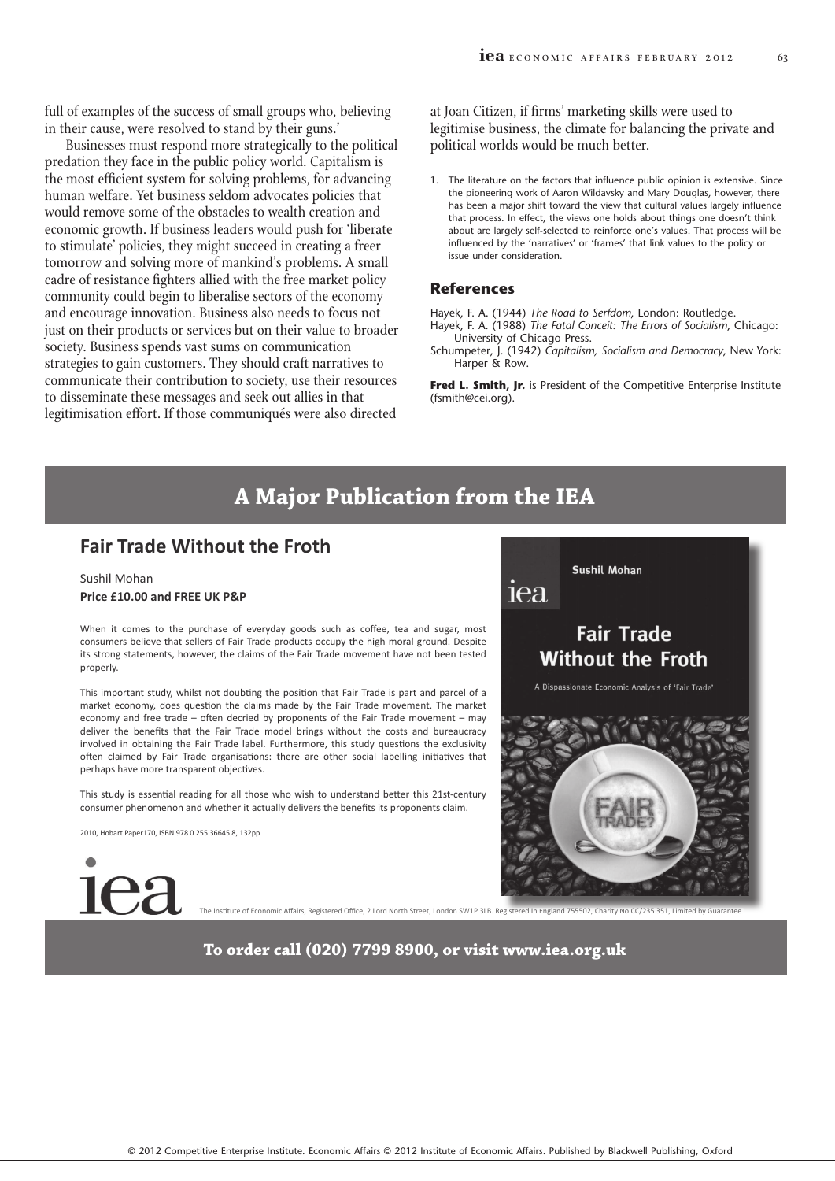full of examples of the success of small groups who, believing in their cause, were resolved to stand by their guns.'

Businesses must respond more strategically to the political predation they face in the public policy world. Capitalism is the most efficient system for solving problems, for advancing human welfare. Yet business seldom advocates policies that would remove some of the obstacles to wealth creation and economic growth. If business leaders would push for 'liberate to stimulate' policies, they might succeed in creating a freer tomorrow and solving more of mankind's problems. A small cadre of resistance fighters allied with the free market policy community could begin to liberalise sectors of the economy and encourage innovation. Business also needs to focus not just on their products or services but on their value to broader society. Business spends vast sums on communication strategies to gain customers. They should craft narratives to communicate their contribution to society, use their resources to disseminate these messages and seek out allies in that legitimisation effort. If those communiqués were also directed at Joan Citizen, if firms' marketing skills were used to legitimise business, the climate for balancing the private and political worlds would be much better.

1. The literature on the factors that influence public opinion is extensive. Since the pioneering work of Aaron Wildavsky and Mary Douglas, however, there has been a major shift toward the view that cultural values largely influence that process. In effect, the views one holds about things one doesn't think about are largely self-selected to reinforce one's values. That process will be influenced by the 'narratives' or 'frames' that link values to the policy or issue under consideration.

## References

Hayek, F. A. (1944) *The Road to Serfdom*, London: Routledge.
Hayek, F. A. (1988) *The Fatal Conceit: The Errors of Socialism*, Chicago: University of Chicago Press.
Schumpeter, J. (1942) *Capitalism, Socialism and Democracy*, New York: Harper & Row.

**Fred L. Smith, Jr.** is President of the Competitive Enterprise Institute (fsmith@cei.org).

## A Major Publication from the IEA

### Fair Trade Without the Froth

Sushil Mohan

**Price £10.00 and FREE UK P&P**

When it comes to the purchase of everyday goods such as coffee, tea and sugar, most consumers believe that sellers of Fair Trade products occupy the high moral ground. Despite its strong statements, however, the claims of the Fair Trade movement have not been tested properly.

This important study, whilst not doubting the position that Fair Trade is part and parcel of a market economy, does question the claims made by the Fair Trade movement. The market economy and free trade – often decried by proponents of the Fair Trade movement – may deliver the benefits that the Fair Trade model brings without the costs and bureaucracy involved in obtaining the Fair Trade label. Furthermore, this study questions the exclusivity often claimed by Fair Trade organisations: there are other social labelling initiatives that perhaps have more transparent objectives.

This study is essential reading for all those who wish to understand better this 21st-century consumer phenomenon and whether it actually delivers the benefits its proponents claim.

2010, Hobart Paper170, ISBN 978 0 255 36645 8, 132pp

Sushil Mohan

iea

Fair Trade Without the Froth

A Dispassionate Economic Analysis of 'Fair Trade'

FAIR TRADE?

iea

The Institute of Economic Affairs, Registered Office, 2 Lord North Street, London SW1P 3LB. Registered in England 755502, Charity No CC/235 351, Limited by Guarantee.

**To order call (020) 7799 8900, or visit www.iea.org.uk**

© 2012 Competitive Enterprise Institute. Economic Affairs © 2012 Institute of Economic Affairs. Published by Blackwell Publishing, Oxford